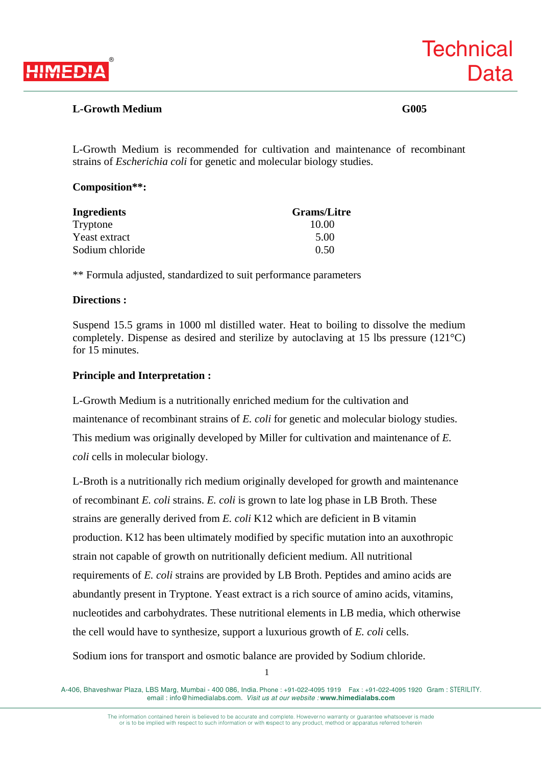**HIMEDIA**®

# Technical Data

## L-Growth Medium — G005

L-Growth Medium is recommended for cultivation and maintenance of recombinant strains of *Escherichia coli* for genetic and molecular biology studies.

### Composition**:

| Ingredients | Grams/Litre |
|---|---|
| Tryptone | 10.00 |
| Yeast extract | 5.00 |
| Sodium chloride | 0.50 |

** Formula adjusted, standardized to suit performance parameters

### Directions :

Suspend 15.5 grams in 1000 ml distilled water. Heat to boiling to dissolve the medium completely. Dispense as desired and sterilize by autoclaving at 15 lbs pressure (121°C) for 15 minutes.

### Principle and Interpretation :

L-Growth Medium is a nutritionally enriched medium for the cultivation and maintenance of recombinant strains of *E. coli* for genetic and molecular biology studies. This medium was originally developed by Miller for cultivation and maintenance of *E. coli* cells in molecular biology.

L-Broth is a nutritionally rich medium originally developed for growth and maintenance of recombinant *E. coli* strains. *E. coli* is grown to late log phase in LB Broth. These strains are generally derived from *E. coli* K12 which are deficient in B vitamin production. K12 has been ultimately modified by specific mutation into an auxothropic strain not capable of growth on nutritionally deficient medium. All nutritional requirements of *E. coli* strains are provided by LB Broth. Peptides and amino acids are abundantly present in Tryptone. Yeast extract is a rich source of amino acids, vitamins, nucleotides and carbohydrates. These nutritional elements in LB media, which otherwise the cell would have to synthesize, support a luxurious growth of *E. coli* cells.

Sodium ions for transport and osmotic balance are provided by Sodium chloride.

A-406, Bhaveshwar Plaza, LBS Marg, Mumbai - 400 086, India. Phone : +91-022-4095 1919 Fax : +91-022-4095 1920 Gram : STERILITY.
email : info@himedialabs.com. *Visit us at our website :* **www.himedialabs.com**

The information contained herein is believed to be accurate and complete. However no warranty or guarantee whatsoever is made or is to be implied with respect to such information or with respect to any product, method or apparatus referred to herein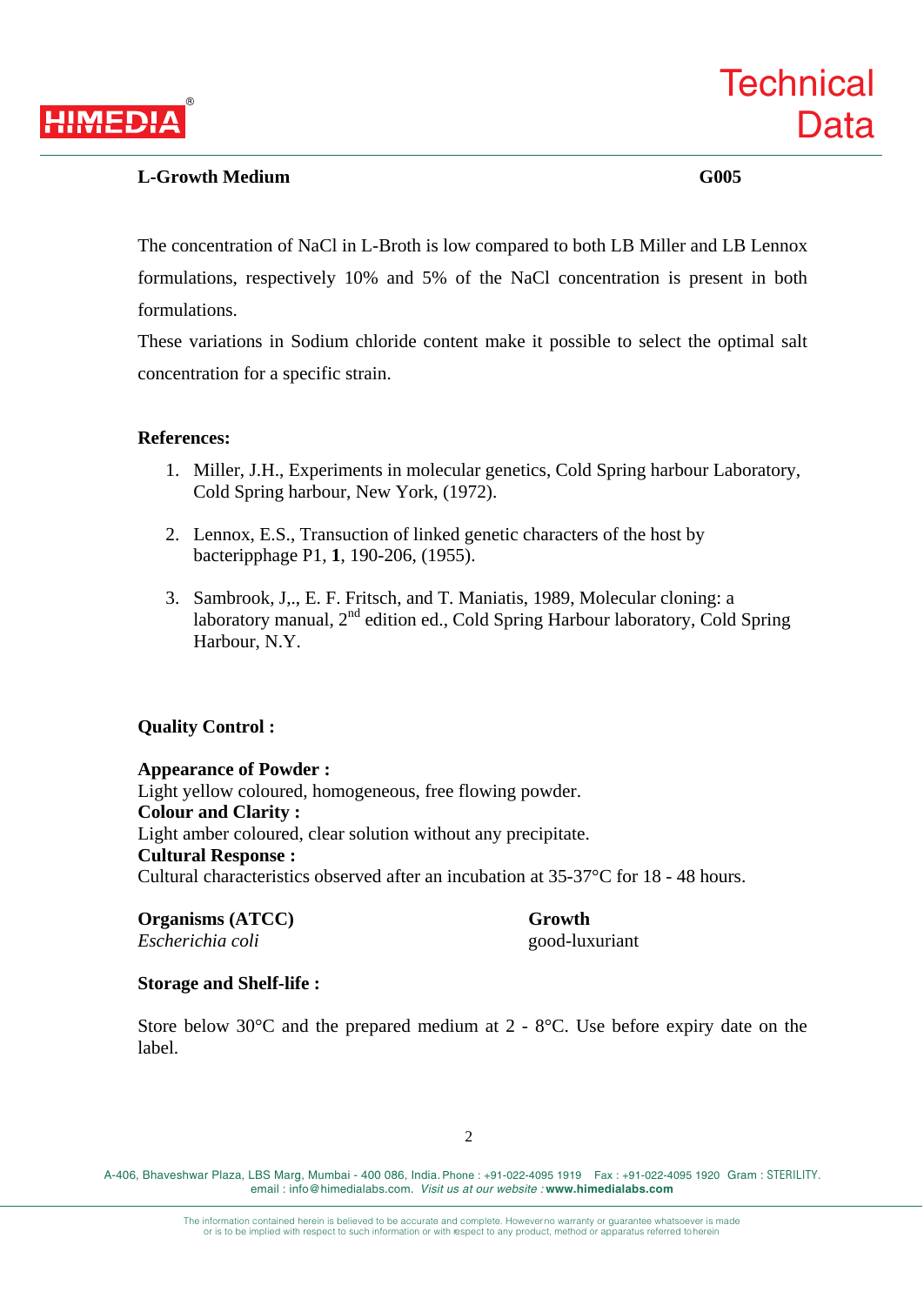**L-Growth Medium** **G005**

The concentration of NaCl in L-Broth is low compared to both LB Miller and LB Lennox formulations, respectively 10% and 5% of the NaCl concentration is present in both formulations.

These variations in Sodium chloride content make it possible to select the optimal salt concentration for a specific strain.

**References:**

1. Miller, J.H., Experiments in molecular genetics, Cold Spring harbour Laboratory, Cold Spring harbour, New York, (1972).
2. Lennox, E.S., Transuction of linked genetic characters of the host by bacteripphage P1, **1**, 190-206, (1955).
3. Sambrook, J,., E. F. Fritsch, and T. Maniatis, 1989, Molecular cloning: a laboratory manual, 2nd edition ed., Cold Spring Harbour laboratory, Cold Spring Harbour, N.Y.

**Quality Control :**

**Appearance of Powder :**
Light yellow coloured, homogeneous, free flowing powder.
**Colour and Clarity :**
Light amber coloured, clear solution without any precipitate.
**Cultural Response :**
Cultural characteristics observed after an incubation at 35-37°C for 18 - 48 hours.

| Organisms (ATCC) | Growth |
|---|---|
| *Escherichia coli* | good-luxuriant |

**Storage and Shelf-life :**

Store below 30°C and the prepared medium at 2 - 8°C. Use before expiry date on the label.

A-406, Bhaveshwar Plaza, LBS Marg, Mumbai - 400 086, India. Phone : +91-022-4095 1919 Fax : +91-022-4095 1920 Gram : STERILITY.
email : info@himedialabs.com. *Visit us at our website :* **www.himedialabs.com**

The information contained herein is believed to be accurate and complete. However no warranty or guarantee whatsoever is made or is to be implied with respect to such information or with respect to any product, method or apparatus referred to herein